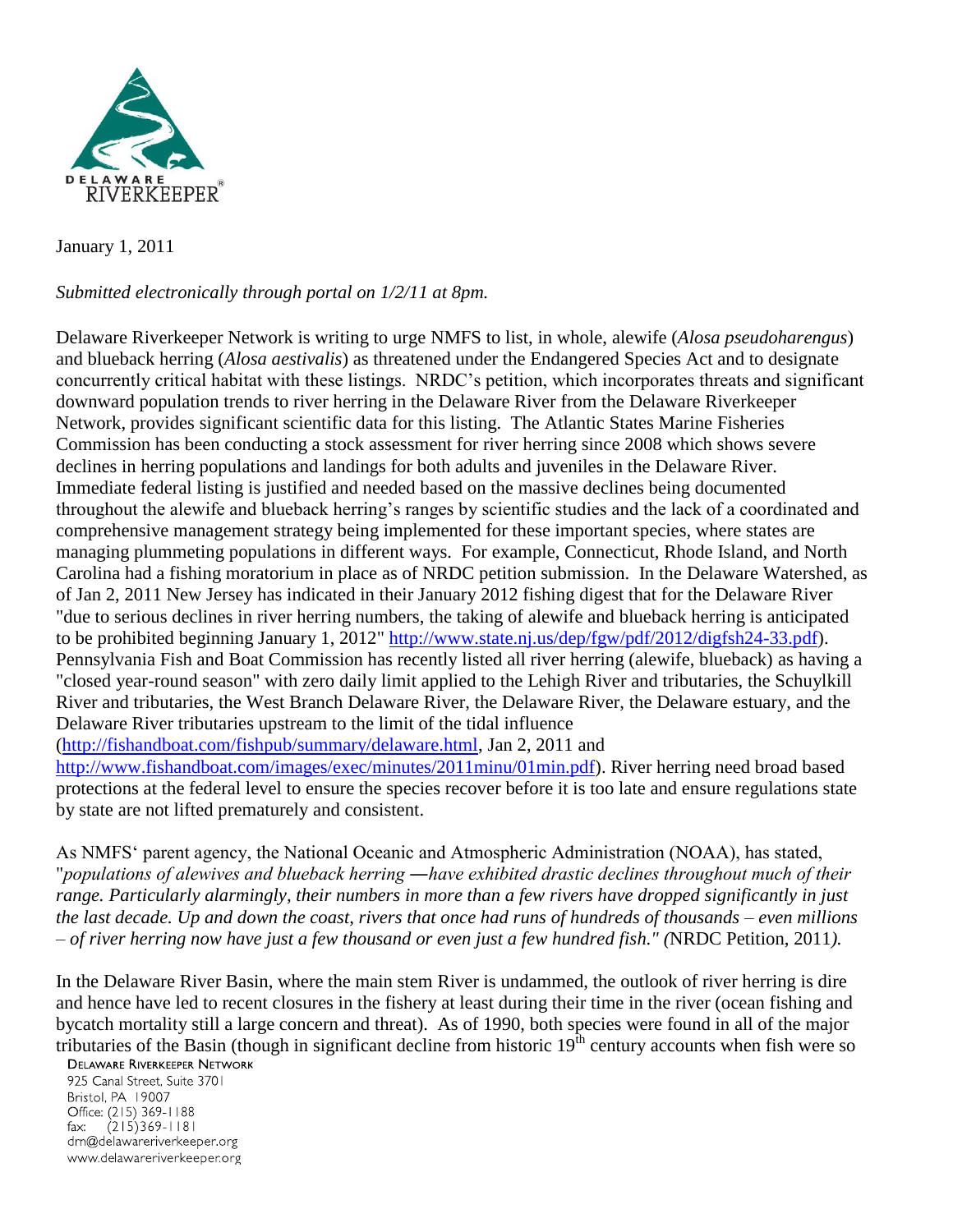DELAWARE RIVERKEEPER®

January 1, 2011

*Submitted electronically through portal on 1/2/11 at 8pm.*

Delaware Riverkeeper Network is writing to urge NMFS to list, in whole, alewife (*Alosa pseudoharengus*) and blueback herring (*Alosa aestivalis*) as threatened under the Endangered Species Act and to designate concurrently critical habitat with these listings. NRDC's petition, which incorporates threats and significant downward population trends to river herring in the Delaware River from the Delaware Riverkeeper Network, provides significant scientific data for this listing. The Atlantic States Marine Fisheries Commission has been conducting a stock assessment for river herring since 2008 which shows severe declines in herring populations and landings for both adults and juveniles in the Delaware River. Immediate federal listing is justified and needed based on the massive declines being documented throughout the alewife and blueback herring's ranges by scientific studies and the lack of a coordinated and comprehensive management strategy being implemented for these important species, where states are managing plummeting populations in different ways. For example, Connecticut, Rhode Island, and North Carolina had a fishing moratorium in place as of NRDC petition submission. In the Delaware Watershed, as of Jan 2, 2011 New Jersey has indicated in their January 2012 fishing digest that for the Delaware River "due to serious declines in river herring numbers, the taking of alewife and blueback herring is anticipated to be prohibited beginning January 1, 2012" http://www.state.nj.us/dep/fgw/pdf/2012/digfsh24-33.pdf). Pennsylvania Fish and Boat Commission has recently listed all river herring (alewife, blueback) as having a "closed year-round season" with zero daily limit applied to the Lehigh River and tributaries, the Schuylkill River and tributaries, the West Branch Delaware River, the Delaware River, the Delaware estuary, and the Delaware River tributaries upstream to the limit of the tidal influence (http://fishandboat.com/fishpub/summary/delaware.html, Jan 2, 2011 and http://www.fishandboat.com/images/exec/minutes/2011minu/01min.pdf). River herring need broad based protections at the federal level to ensure the species recover before it is too late and ensure regulations state by state are not lifted prematurely and consistent.

As NMFS' parent agency, the National Oceanic and Atmospheric Administration (NOAA), has stated, "*populations of alewives and blueback herring ―have exhibited drastic declines throughout much of their range. Particularly alarmingly, their numbers in more than a few rivers have dropped significantly in just the last decade. Up and down the coast, rivers that once had runs of hundreds of thousands – even millions – of river herring now have just a few thousand or even just a few hundred fish." (*NRDC Petition, 2011*).*

In the Delaware River Basin, where the main stem River is undammed, the outlook of river herring is dire and hence have led to recent closures in the fishery at least during their time in the river (ocean fishing and bycatch mortality still a large concern and threat). As of 1990, both species were found in all of the major tributaries of the Basin (though in significant decline from historic 19[th] century accounts when fish were so

DELAWARE RIVERKEEPER NETWORK
925 Canal Street, Suite 3701
Bristol, PA 19007
Office: (215) 369-1188
fax: (215)369-1181
drn@delawareriverkeeper.org
www.delawareriverkeeper.org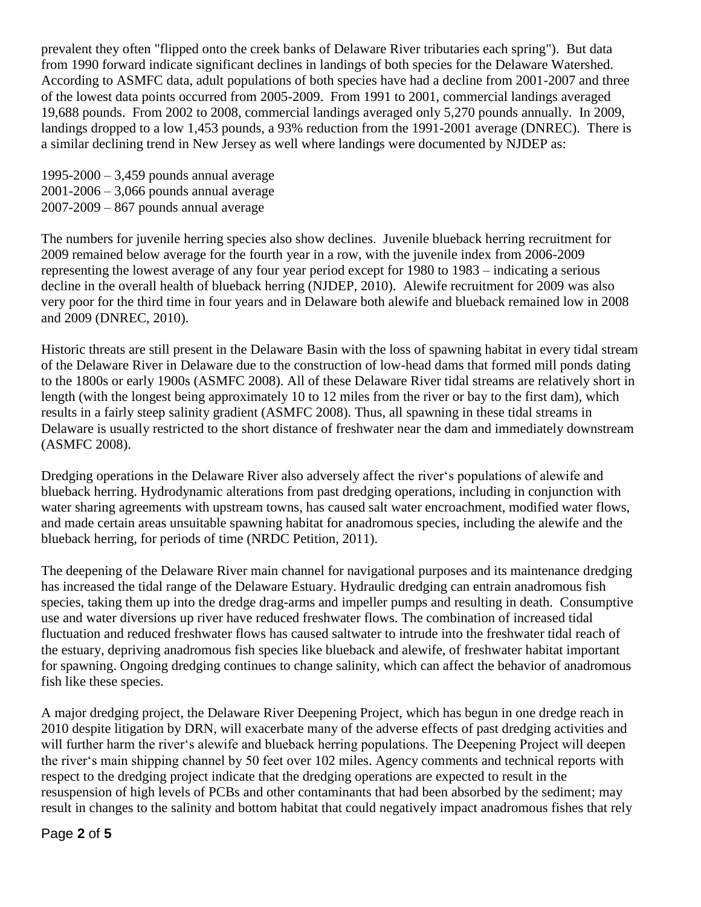prevalent they often "flipped onto the creek banks of Delaware River tributaries each spring"). But data from 1990 forward indicate significant declines in landings of both species for the Delaware Watershed. According to ASMFC data, adult populations of both species have had a decline from 2001-2007 and three of the lowest data points occurred from 2005-2009. From 1991 to 2001, commercial landings averaged 19,688 pounds. From 2002 to 2008, commercial landings averaged only 5,270 pounds annually. In 2009, landings dropped to a low 1,453 pounds, a 93% reduction from the 1991-2001 average (DNREC). There is a similar declining trend in New Jersey as well where landings were documented by NJDEP as:

1995-2000 – 3,459 pounds annual average
2001-2006 – 3,066 pounds annual average
2007-2009 – 867 pounds annual average

The numbers for juvenile herring species also show declines. Juvenile blueback herring recruitment for 2009 remained below average for the fourth year in a row, with the juvenile index from 2006-2009 representing the lowest average of any four year period except for 1980 to 1983 – indicating a serious decline in the overall health of blueback herring (NJDEP, 2010). Alewife recruitment for 2009 was also very poor for the third time in four years and in Delaware both alewife and blueback remained low in 2008 and 2009 (DNREC, 2010).

Historic threats are still present in the Delaware Basin with the loss of spawning habitat in every tidal stream of the Delaware River in Delaware due to the construction of low-head dams that formed mill ponds dating to the 1800s or early 1900s (ASMFC 2008). All of these Delaware River tidal streams are relatively short in length (with the longest being approximately 10 to 12 miles from the river or bay to the first dam), which results in a fairly steep salinity gradient (ASMFC 2008). Thus, all spawning in these tidal streams in Delaware is usually restricted to the short distance of freshwater near the dam and immediately downstream (ASMFC 2008).

Dredging operations in the Delaware River also adversely affect the river's populations of alewife and blueback herring. Hydrodynamic alterations from past dredging operations, including in conjunction with water sharing agreements with upstream towns, has caused salt water encroachment, modified water flows, and made certain areas unsuitable spawning habitat for anadromous species, including the alewife and the blueback herring, for periods of time (NRDC Petition, 2011).

The deepening of the Delaware River main channel for navigational purposes and its maintenance dredging has increased the tidal range of the Delaware Estuary. Hydraulic dredging can entrain anadromous fish species, taking them up into the dredge drag-arms and impeller pumps and resulting in death. Consumptive use and water diversions up river have reduced freshwater flows. The combination of increased tidal fluctuation and reduced freshwater flows has caused saltwater to intrude into the freshwater tidal reach of the estuary, depriving anadromous fish species like blueback and alewife, of freshwater habitat important for spawning. Ongoing dredging continues to change salinity, which can affect the behavior of anadromous fish like these species.

A major dredging project, the Delaware River Deepening Project, which has begun in one dredge reach in 2010 despite litigation by DRN, will exacerbate many of the adverse effects of past dredging activities and will further harm the river's alewife and blueback herring populations. The Deepening Project will deepen the river's main shipping channel by 50 feet over 102 miles. Agency comments and technical reports with respect to the dredging project indicate that the dredging operations are expected to result in the resuspension of high levels of PCBs and other contaminants that had been absorbed by the sediment; may result in changes to the salinity and bottom habitat that could negatively impact anadromous fishes that rely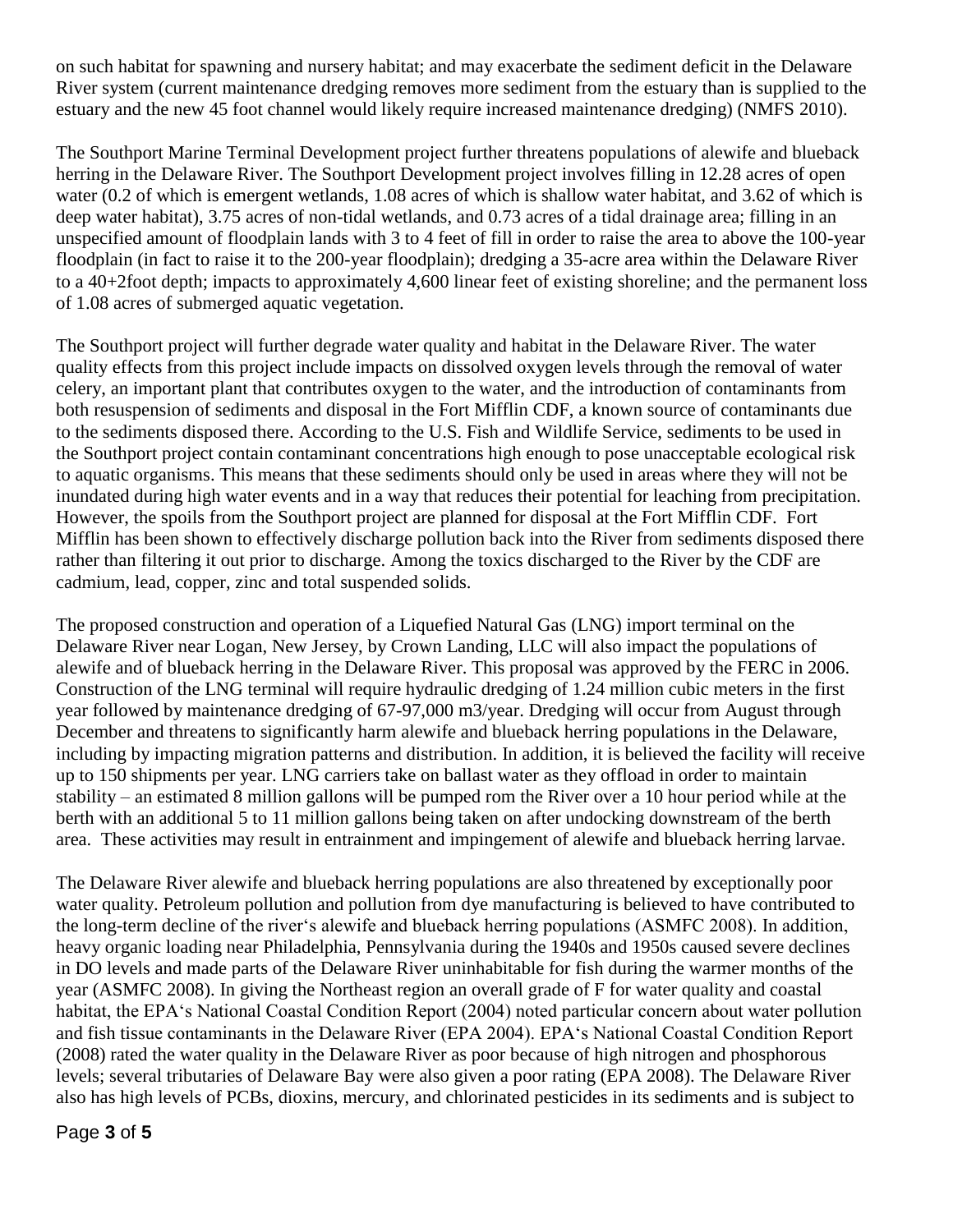on such habitat for spawning and nursery habitat; and may exacerbate the sediment deficit in the Delaware River system (current maintenance dredging removes more sediment from the estuary than is supplied to the estuary and the new 45 foot channel would likely require increased maintenance dredging) (NMFS 2010).

The Southport Marine Terminal Development project further threatens populations of alewife and blueback herring in the Delaware River. The Southport Development project involves filling in 12.28 acres of open water (0.2 of which is emergent wetlands, 1.08 acres of which is shallow water habitat, and 3.62 of which is deep water habitat), 3.75 acres of non-tidal wetlands, and 0.73 acres of a tidal drainage area; filling in an unspecified amount of floodplain lands with 3 to 4 feet of fill in order to raise the area to above the 100-year floodplain (in fact to raise it to the 200-year floodplain); dredging a 35-acre area within the Delaware River to a 40+2foot depth; impacts to approximately 4,600 linear feet of existing shoreline; and the permanent loss of 1.08 acres of submerged aquatic vegetation.

The Southport project will further degrade water quality and habitat in the Delaware River. The water quality effects from this project include impacts on dissolved oxygen levels through the removal of water celery, an important plant that contributes oxygen to the water, and the introduction of contaminants from both resuspension of sediments and disposal in the Fort Mifflin CDF, a known source of contaminants due to the sediments disposed there. According to the U.S. Fish and Wildlife Service, sediments to be used in the Southport project contain contaminant concentrations high enough to pose unacceptable ecological risk to aquatic organisms. This means that these sediments should only be used in areas where they will not be inundated during high water events and in a way that reduces their potential for leaching from precipitation. However, the spoils from the Southport project are planned for disposal at the Fort Mifflin CDF. Fort Mifflin has been shown to effectively discharge pollution back into the River from sediments disposed there rather than filtering it out prior to discharge. Among the toxics discharged to the River by the CDF are cadmium, lead, copper, zinc and total suspended solids.

The proposed construction and operation of a Liquefied Natural Gas (LNG) import terminal on the Delaware River near Logan, New Jersey, by Crown Landing, LLC will also impact the populations of alewife and of blueback herring in the Delaware River. This proposal was approved by the FERC in 2006. Construction of the LNG terminal will require hydraulic dredging of 1.24 million cubic meters in the first year followed by maintenance dredging of 67-97,000 m3/year. Dredging will occur from August through December and threatens to significantly harm alewife and blueback herring populations in the Delaware, including by impacting migration patterns and distribution. In addition, it is believed the facility will receive up to 150 shipments per year. LNG carriers take on ballast water as they offload in order to maintain stability – an estimated 8 million gallons will be pumped rom the River over a 10 hour period while at the berth with an additional 5 to 11 million gallons being taken on after undocking downstream of the berth area. These activities may result in entrainment and impingement of alewife and blueback herring larvae.

The Delaware River alewife and blueback herring populations are also threatened by exceptionally poor water quality. Petroleum pollution and pollution from dye manufacturing is believed to have contributed to the long-term decline of the river's alewife and blueback herring populations (ASMFC 2008). In addition, heavy organic loading near Philadelphia, Pennsylvania during the 1940s and 1950s caused severe declines in DO levels and made parts of the Delaware River uninhabitable for fish during the warmer months of the year (ASMFC 2008). In giving the Northeast region an overall grade of F for water quality and coastal habitat, the EPA's National Coastal Condition Report (2004) noted particular concern about water pollution and fish tissue contaminants in the Delaware River (EPA 2004). EPA's National Coastal Condition Report (2008) rated the water quality in the Delaware River as poor because of high nitrogen and phosphorous levels; several tributaries of Delaware Bay were also given a poor rating (EPA 2008). The Delaware River also has high levels of PCBs, dioxins, mercury, and chlorinated pesticides in its sediments and is subject to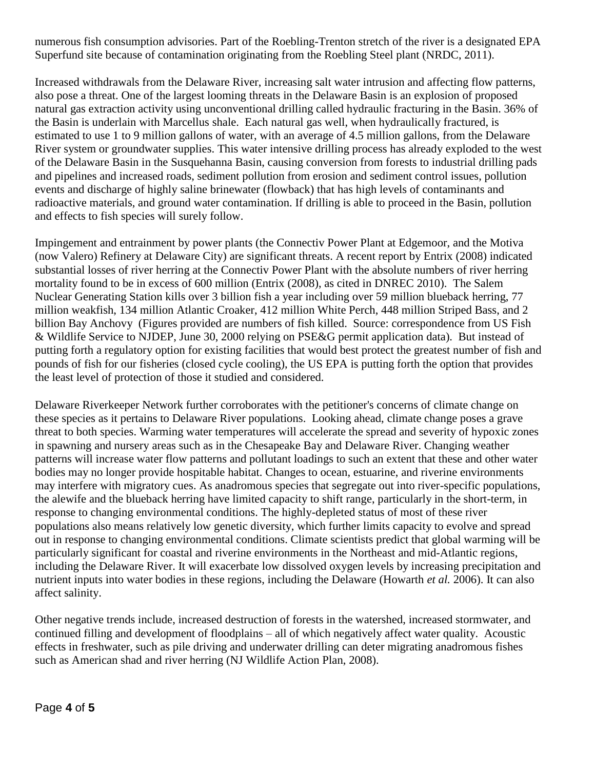numerous fish consumption advisories. Part of the Roebling-Trenton stretch of the river is a designated EPA Superfund site because of contamination originating from the Roebling Steel plant (NRDC, 2011).

Increased withdrawals from the Delaware River, increasing salt water intrusion and affecting flow patterns, also pose a threat. One of the largest looming threats in the Delaware Basin is an explosion of proposed natural gas extraction activity using unconventional drilling called hydraulic fracturing in the Basin. 36% of the Basin is underlain with Marcellus shale. Each natural gas well, when hydraulically fractured, is estimated to use 1 to 9 million gallons of water, with an average of 4.5 million gallons, from the Delaware River system or groundwater supplies. This water intensive drilling process has already exploded to the west of the Delaware Basin in the Susquehanna Basin, causing conversion from forests to industrial drilling pads and pipelines and increased roads, sediment pollution from erosion and sediment control issues, pollution events and discharge of highly saline brinewater (flowback) that has high levels of contaminants and radioactive materials, and ground water contamination. If drilling is able to proceed in the Basin, pollution and effects to fish species will surely follow.

Impingement and entrainment by power plants (the Connectiv Power Plant at Edgemoor, and the Motiva (now Valero) Refinery at Delaware City) are significant threats. A recent report by Entrix (2008) indicated substantial losses of river herring at the Connectiv Power Plant with the absolute numbers of river herring mortality found to be in excess of 600 million (Entrix (2008), as cited in DNREC 2010). The Salem Nuclear Generating Station kills over 3 billion fish a year including over 59 million blueback herring, 77 million weakfish, 134 million Atlantic Croaker, 412 million White Perch, 448 million Striped Bass, and 2 billion Bay Anchovy (Figures provided are numbers of fish killed. Source: correspondence from US Fish & Wildlife Service to NJDEP, June 30, 2000 relying on PSE&G permit application data). But instead of putting forth a regulatory option for existing facilities that would best protect the greatest number of fish and pounds of fish for our fisheries (closed cycle cooling), the US EPA is putting forth the option that provides the least level of protection of those it studied and considered.

Delaware Riverkeeper Network further corroborates with the petitioner's concerns of climate change on these species as it pertains to Delaware River populations. Looking ahead, climate change poses a grave threat to both species. Warming water temperatures will accelerate the spread and severity of hypoxic zones in spawning and nursery areas such as in the Chesapeake Bay and Delaware River. Changing weather patterns will increase water flow patterns and pollutant loadings to such an extent that these and other water bodies may no longer provide hospitable habitat. Changes to ocean, estuarine, and riverine environments may interfere with migratory cues. As anadromous species that segregate out into river-specific populations, the alewife and the blueback herring have limited capacity to shift range, particularly in the short-term, in response to changing environmental conditions. The highly-depleted status of most of these river populations also means relatively low genetic diversity, which further limits capacity to evolve and spread out in response to changing environmental conditions. Climate scientists predict that global warming will be particularly significant for coastal and riverine environments in the Northeast and mid-Atlantic regions, including the Delaware River. It will exacerbate low dissolved oxygen levels by increasing precipitation and nutrient inputs into water bodies in these regions, including the Delaware (Howarth *et al.* 2006). It can also affect salinity.

Other negative trends include, increased destruction of forests in the watershed, increased stormwater, and continued filling and development of floodplains – all of which negatively affect water quality. Acoustic effects in freshwater, such as pile driving and underwater drilling can deter migrating anadromous fishes such as American shad and river herring (NJ Wildlife Action Plan, 2008).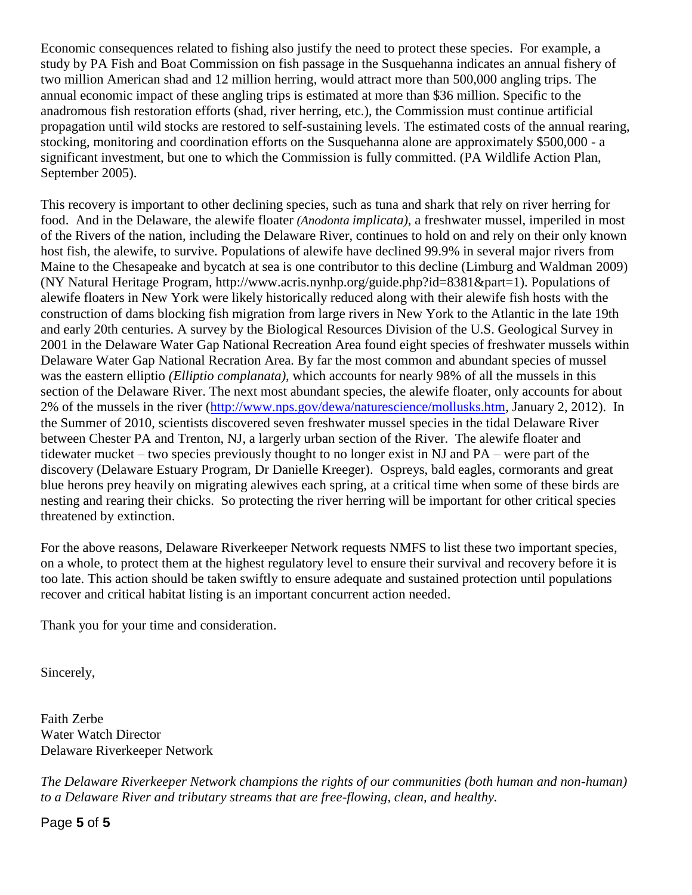Economic consequences related to fishing also justify the need to protect these species. For example, a study by PA Fish and Boat Commission on fish passage in the Susquehanna indicates an annual fishery of two million American shad and 12 million herring, would attract more than 500,000 angling trips. The annual economic impact of these angling trips is estimated at more than $36 million. Specific to the anadromous fish restoration efforts (shad, river herring, etc.), the Commission must continue artificial propagation until wild stocks are restored to self-sustaining levels. The estimated costs of the annual rearing, stocking, monitoring and coordination efforts on the Susquehanna alone are approximately $500,000 - a significant investment, but one to which the Commission is fully committed. (PA Wildlife Action Plan, September 2005).

This recovery is important to other declining species, such as tuna and shark that rely on river herring for food. And in the Delaware, the alewife floater *(Anodonta implicata)*, a freshwater mussel, imperiled in most of the Rivers of the nation, including the Delaware River, continues to hold on and rely on their only known host fish, the alewife, to survive. Populations of alewife have declined 99.9% in several major rivers from Maine to the Chesapeake and bycatch at sea is one contributor to this decline (Limburg and Waldman 2009) (NY Natural Heritage Program, http://www.acris.nynhp.org/guide.php?id=8381&part=1). Populations of alewife floaters in New York were likely historically reduced along with their alewife fish hosts with the construction of dams blocking fish migration from large rivers in New York to the Atlantic in the late 19th and early 20th centuries. A survey by the Biological Resources Division of the U.S. Geological Survey in 2001 in the Delaware Water Gap National Recreation Area found eight species of freshwater mussels within Delaware Water Gap National Recration Area. By far the most common and abundant species of mussel was the eastern elliptio *(Elliptio complanata)*, which accounts for nearly 98% of all the mussels in this section of the Delaware River. The next most abundant species, the alewife floater, only accounts for about 2% of the mussels in the river (http://www.nps.gov/dewa/naturescience/mollusks.htm, January 2, 2012). In the Summer of 2010, scientists discovered seven freshwater mussel species in the tidal Delaware River between Chester PA and Trenton, NJ, a largerly urban section of the River. The alewife floater and tidewater mucket – two species previously thought to no longer exist in NJ and PA – were part of the discovery (Delaware Estuary Program, Dr Danielle Kreeger). Ospreys, bald eagles, cormorants and great blue herons prey heavily on migrating alewives each spring, at a critical time when some of these birds are nesting and rearing their chicks. So protecting the river herring will be important for other critical species threatened by extinction.

For the above reasons, Delaware Riverkeeper Network requests NMFS to list these two important species, on a whole, to protect them at the highest regulatory level to ensure their survival and recovery before it is too late. This action should be taken swiftly to ensure adequate and sustained protection until populations recover and critical habitat listing is an important concurrent action needed.

Thank you for your time and consideration.

Sincerely,

Faith Zerbe
Water Watch Director
Delaware Riverkeeper Network

*The Delaware Riverkeeper Network champions the rights of our communities (both human and non-human) to a Delaware River and tributary streams that are free-flowing, clean, and healthy.*